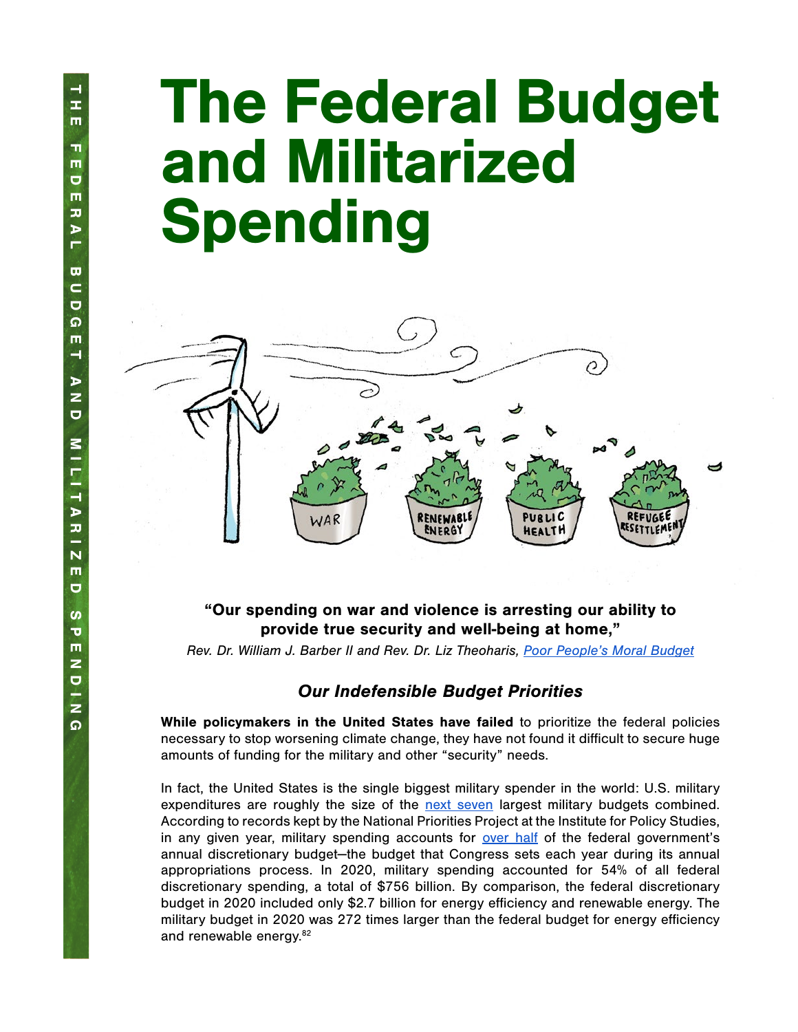# The Federal Budget and Militarized Spending

**"Our spending on war and violence is arresting our ability to provide true security and well-being at home,"**

*Rev. Dr. William J. Barber II and Rev. Dr. Liz Theoharis, Poor People's Moral Budget*

### *Our Indefensible Budget Priorities*

**While policymakers in the United States have failed** to prioritize the federal policies necessary to stop worsening climate change, they have not found it difficult to secure huge amounts of funding for the military and other "security" needs.

In fact, the United States is the single biggest military spender in the world: U.S. military expenditures are roughly the size of the next seven largest military budgets combined. According to records kept by the National Priorities Project at the Institute for Policy Studies, in any given year, military spending accounts for over half of the federal government's annual discretionary budget—the budget that Congress sets each year during its annual appropriations process. In 2020, military spending accounted for 54% of all federal discretionary spending, a total of $756 billion. By comparison, the federal discretionary budget in 2020 included only $2.7 billion for energy efficiency and renewable energy. The military budget in 2020 was 272 times larger than the federal budget for energy efficiency and renewable energy.[82]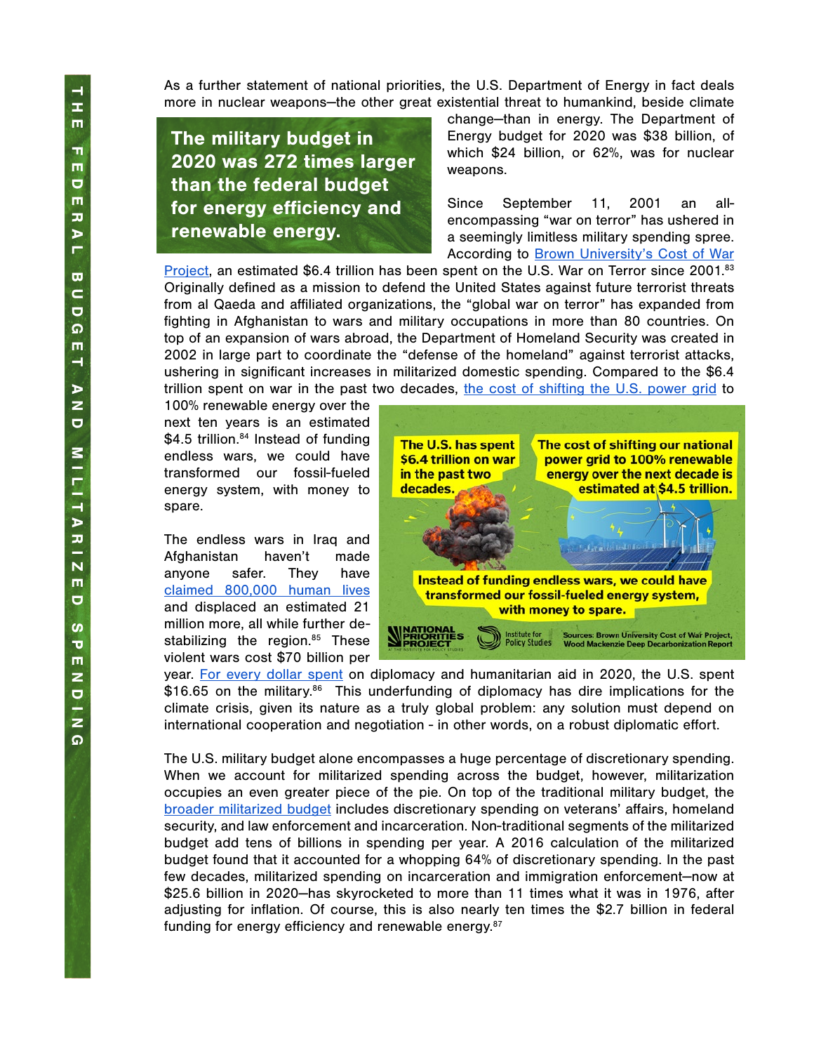As a further statement of national priorities, the U.S. Department of Energy in fact deals more in nuclear weapons—the other great existential threat to humankind, beside climate change—than in energy. The Department of Energy budget for 2020 was $38 billion, of which $24 billion, or 62%, was for nuclear weapons.

**The military budget in 2020 was 272 times larger than the federal budget for energy efficiency and renewable energy.**

Since September 11, 2001 an all-encompassing "war on terror" has ushered in a seemingly limitless military spending spree. According to [Brown University's Cost of War Project](), an estimated $6.4 trillion has been spent on the U.S. War on Terror since 2001.[83] Originally defined as a mission to defend the United States against future terrorist threats from al Qaeda and affiliated organizations, the "global war on terror" has expanded from fighting in Afghanistan to wars and military occupations in more than 80 countries. On top of an expansion of wars abroad, the Department of Homeland Security was created in 2002 in large part to coordinate the "defense of the homeland" against terrorist attacks, ushering in significant increases in militarized domestic spending. Compared to the $6.4 trillion spent on war in the past two decades, [the cost of shifting the U.S. power grid]() to 100% renewable energy over the next ten years is an estimated $4.5 trillion.[84] Instead of funding endless wars, we could have transformed our fossil-fueled energy system, with money to spare.

**The U.S. has spent $6.4 trillion on war in the past two decades.**

**The cost of shifting our national power grid to 100% renewable energy over the next decade is estimated at $4.5 trillion.**

**Instead of funding endless wars, we could have transformed our fossil-fueled energy system, with money to spare.**

National Priorities Project | Institute for Policy Studies | Sources: Brown University Cost of War Project, Wood Mackenzie Deep Decarbonization Report

The endless wars in Iraq and Afghanistan haven't made anyone safer. They have [claimed 800,000 human lives]() and displaced an estimated 21 million more, all while further de-stabilizing the region.[85] These violent wars cost $70 billion per year. [For every dollar spent]() on diplomacy and humanitarian aid in 2020, the U.S. spent $16.65 on the military.[86] This underfunding of diplomacy has dire implications for the climate crisis, given its nature as a truly global problem: any solution must depend on international cooperation and negotiation - in other words, on a robust diplomatic effort.

The U.S. military budget alone encompasses a huge percentage of discretionary spending. When we account for militarized spending across the budget, however, militarization occupies an even greater piece of the pie. On top of the traditional military budget, the [broader militarized budget]() includes discretionary spending on veterans' affairs, homeland security, and law enforcement and incarceration. Non-traditional segments of the militarized budget add tens of billions in spending per year. A 2016 calculation of the militarized budget found that it accounted for a whopping 64% of discretionary spending. In the past few decades, militarized spending on incarceration and immigration enforcement—now at $25.6 billion in 2020—has skyrocketed to more than 11 times what it was in 1976, after adjusting for inflation. Of course, this is also nearly ten times the $2.7 billion in federal funding for energy efficiency and renewable energy.[87]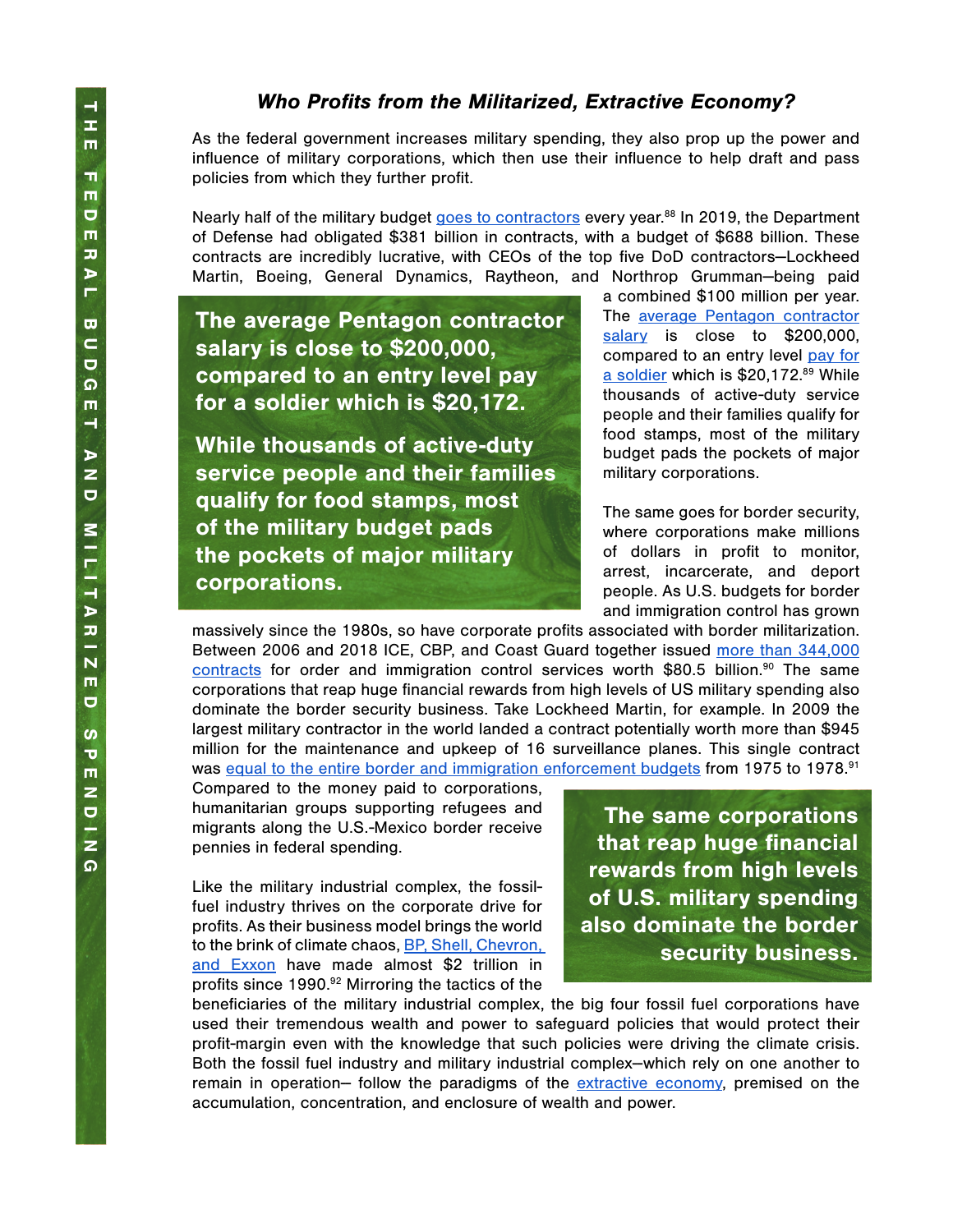### *Who Profits from the Militarized, Extractive Economy?*

As the federal government increases military spending, they also prop up the power and influence of military corporations, which then use their influence to help draft and pass policies from which they further profit.

Nearly half of the military budget goes to contractors every year.[88] In 2019, the Department of Defense had obligated $381 billion in contracts, with a budget of $688 billion. These contracts are incredibly lucrative, with CEOs of the top five DoD contractors—Lockheed Martin, Boeing, General Dynamics, Raytheon, and Northrop Grumman—being paid a combined $100 million per year. The average Pentagon contractor salary is close to $200,000, compared to an entry level pay for a soldier which is $20,172.[89] While thousands of active-duty service people and their families qualify for food stamps, most of the military budget pads the pockets of major military corporations.

> **The average Pentagon contractor salary is close to $200,000, compared to an entry level pay for a soldier which is $20,172.**
>
> **While thousands of active-duty service people and their families qualify for food stamps, most of the military budget pads the pockets of major military corporations.**

The same goes for border security, where corporations make millions of dollars in profit to monitor, arrest, incarcerate, and deport people. As U.S. budgets for border and immigration control has grown massively since the 1980s, so have corporate profits associated with border militarization. Between 2006 and 2018 ICE, CBP, and Coast Guard together issued more than 344,000 contracts for order and immigration control services worth $80.5 billion.[90] The same corporations that reap huge financial rewards from high levels of US military spending also dominate the border security business. Take Lockheed Martin, for example. In 2009 the largest military contractor in the world landed a contract potentially worth more than $945 million for the maintenance and upkeep of 16 surveillance planes. This single contract was equal to the entire border and immigration enforcement budgets from 1975 to 1978.[91] Compared to the money paid to corporations, humanitarian groups supporting refugees and migrants along the U.S.-Mexico border receive pennies in federal spending.

> **The same corporations that reap huge financial rewards from high levels of U.S. military spending also dominate the border security business.**

Like the military industrial complex, the fossil-fuel industry thrives on the corporate drive for profits. As their business model brings the world to the brink of climate chaos, BP, Shell, Chevron, and Exxon have made almost $2 trillion in profits since 1990.[92] Mirroring the tactics of the beneficiaries of the military industrial complex, the big four fossil fuel corporations have used their tremendous wealth and power to safeguard policies that would protect their profit-margin even with the knowledge that such policies were driving the climate crisis. Both the fossil fuel industry and military industrial complex—which rely on one another to remain in operation— follow the paradigms of the extractive economy, premised on the accumulation, concentration, and enclosure of wealth and power.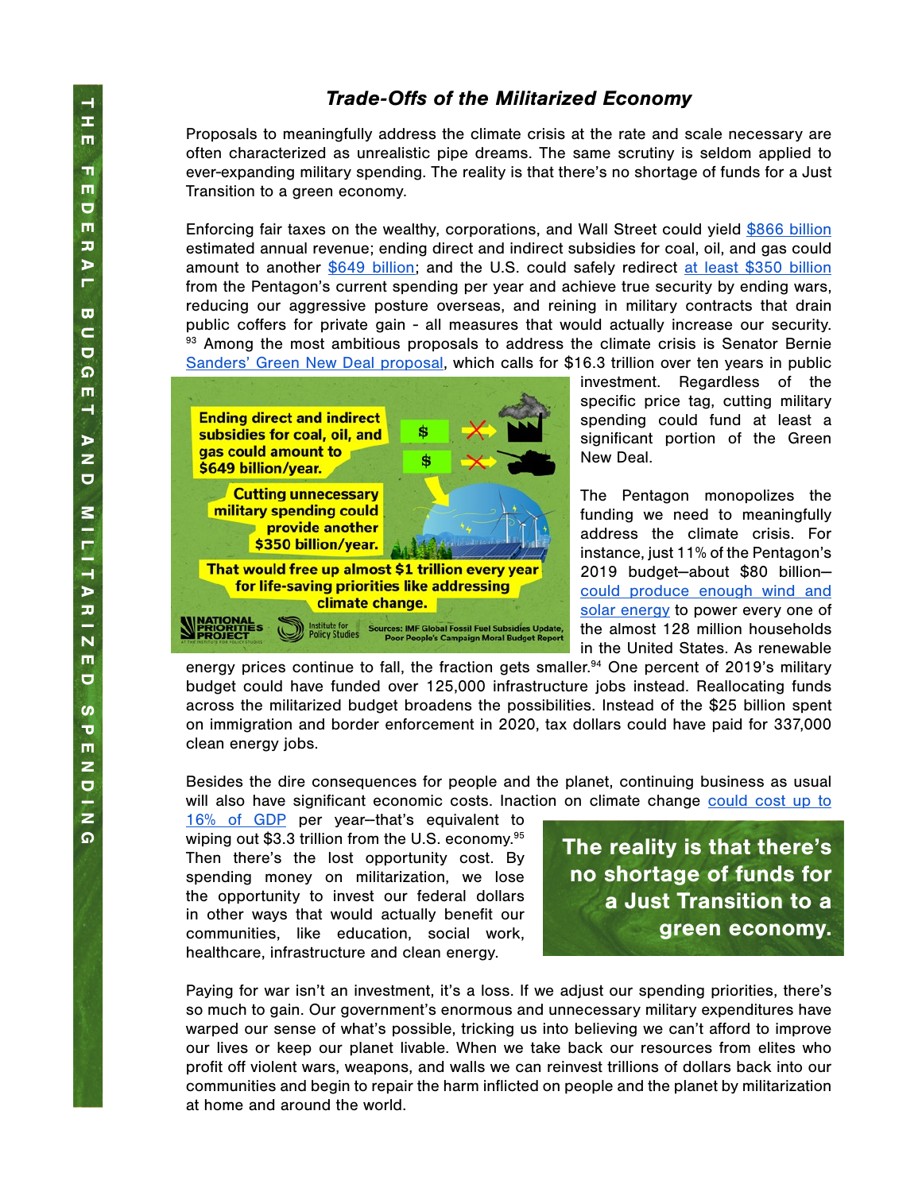## *Trade-Offs of the Militarized Economy*

Proposals to meaningfully address the climate crisis at the rate and scale necessary are often characterized as unrealistic pipe dreams. The same scrutiny is seldom applied to ever-expanding military spending. The reality is that there's no shortage of funds for a Just Transition to a green economy.

Enforcing fair taxes on the wealthy, corporations, and Wall Street could yield $866 billion estimated annual revenue; ending direct and indirect subsidies for coal, oil, and gas could amount to another $649 billion; and the U.S. could safely redirect at least $350 billion from the Pentagon's current spending per year and achieve true security by ending wars, reducing our aggressive posture overseas, and reining in military contracts that drain public coffers for private gain - all measures that would actually increase our security.[93] Among the most ambitious proposals to address the climate crisis is Senator Bernie Sanders' Green New Deal proposal, which calls for $16.3 trillion over ten years in public investment. Regardless of the specific price tag, cutting military spending could fund at least a significant portion of the Green New Deal.

Ending direct and indirect subsidies for coal, oil, and gas could amount to $649 billion/year.

Cutting unnecessary military spending could provide another $350 billion/year.

That would free up almost $1 trillion every year for life-saving priorities like addressing climate change.

National Priorities Project | Institute for Policy Studies | Sources: IMF Global Fossil Fuel Subsidies Update, Poor People's Campaign Moral Budget Report

The Pentagon monopolizes the funding we need to meaningfully address the climate crisis. For instance, just 11% of the Pentagon's 2019 budget—about $80 billion—could produce enough wind and solar energy to power every one of the almost 128 million households in the United States. As renewable energy prices continue to fall, the fraction gets smaller.[94] One percent of 2019's military budget could have funded over 125,000 infrastructure jobs instead. Reallocating funds across the militarized budget broadens the possibilities. Instead of the $25 billion spent on immigration and border enforcement in 2020, tax dollars could have paid for 337,000 clean energy jobs.

Besides the dire consequences for people and the planet, continuing business as usual will also have significant economic costs. Inaction on climate change could cost up to 16% of GDP per year—that's equivalent to wiping out $3.3 trillion from the U.S. economy.[95] Then there's the lost opportunity cost. By spending money on militarization, we lose the opportunity to invest our federal dollars in other ways that would actually benefit our communities, like education, social work, healthcare, infrastructure and clean energy.

**The reality is that there's no shortage of funds for a Just Transition to a green economy.**

Paying for war isn't an investment, it's a loss. If we adjust our spending priorities, there's so much to gain. Our government's enormous and unnecessary military expenditures have warped our sense of what's possible, tricking us into believing we can't afford to improve our lives or keep our planet livable. When we take back our resources from elites who profit off violent wars, weapons, and walls we can reinvest trillions of dollars back into our communities and begin to repair the harm inflicted on people and the planet by militarization at home and around the world.